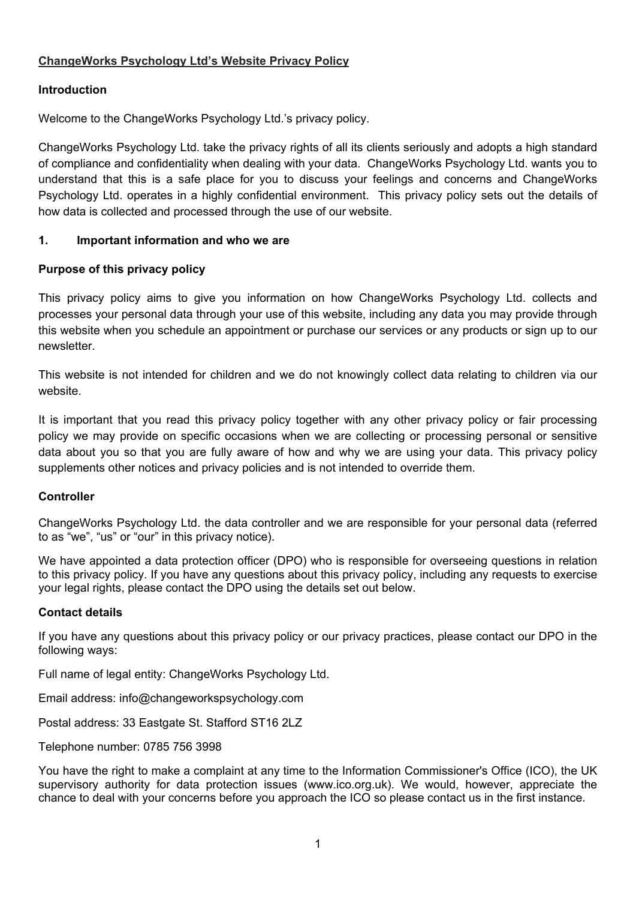**ChangeWorks Psychology Ltd's Website Privacy Policy**

**Introduction**

Welcome to the ChangeWorks Psychology Ltd.'s privacy policy.

ChangeWorks Psychology Ltd. take the privacy rights of all its clients seriously and adopts a high standard of compliance and confidentiality when dealing with your data. ChangeWorks Psychology Ltd. wants you to understand that this is a safe place for you to discuss your feelings and concerns and ChangeWorks Psychology Ltd. operates in a highly confidential environment. This privacy policy sets out the details of how data is collected and processed through the use of our website.

## 1. Important information and who we are

**Purpose of this privacy policy**

This privacy policy aims to give you information on how ChangeWorks Psychology Ltd. collects and processes your personal data through your use of this website, including any data you may provide through this website when you schedule an appointment or purchase our services or any products or sign up to our newsletter.

This website is not intended for children and we do not knowingly collect data relating to children via our website.

It is important that you read this privacy policy together with any other privacy policy or fair processing policy we may provide on specific occasions when we are collecting or processing personal or sensitive data about you so that you are fully aware of how and why we are using your data. This privacy policy supplements other notices and privacy policies and is not intended to override them.

**Controller**

ChangeWorks Psychology Ltd. the data controller and we are responsible for your personal data (referred to as "we", "us" or "our" in this privacy notice).

We have appointed a data protection officer (DPO) who is responsible for overseeing questions in relation to this privacy policy. If you have any questions about this privacy policy, including any requests to exercise your legal rights, please contact the DPO using the details set out below.

**Contact details**

If you have any questions about this privacy policy or our privacy practices, please contact our DPO in the following ways:

Full name of legal entity: ChangeWorks Psychology Ltd.

Email address: info@changeworkspsychology.com

Postal address: 33 Eastgate St. Stafford ST16 2LZ

Telephone number: 0785 756 3998

You have the right to make a complaint at any time to the Information Commissioner's Office (ICO), the UK supervisory authority for data protection issues (www.ico.org.uk). We would, however, appreciate the chance to deal with your concerns before you approach the ICO so please contact us in the first instance.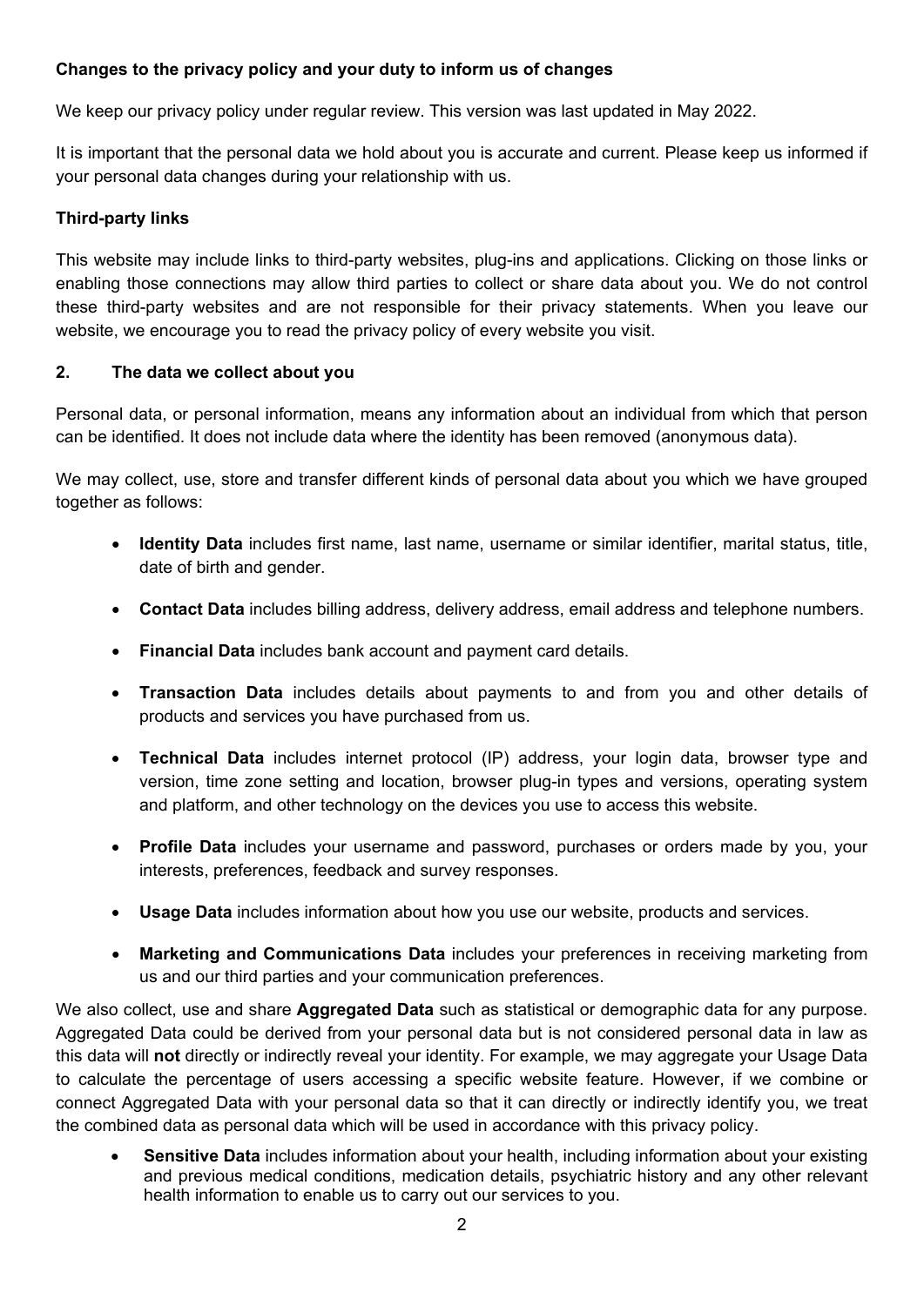**Changes to the privacy policy and your duty to inform us of changes**

We keep our privacy policy under regular review. This version was last updated in May 2022.

It is important that the personal data we hold about you is accurate and current. Please keep us informed if your personal data changes during your relationship with us.

**Third-party links**

This website may include links to third-party websites, plug-ins and applications. Clicking on those links or enabling those connections may allow third parties to collect or share data about you. We do not control these third-party websites and are not responsible for their privacy statements. When you leave our website, we encourage you to read the privacy policy of every website you visit.

## 2. The data we collect about you

Personal data, or personal information, means any information about an individual from which that person can be identified. It does not include data where the identity has been removed (anonymous data).

We may collect, use, store and transfer different kinds of personal data about you which we have grouped together as follows:

- **Identity Data** includes first name, last name, username or similar identifier, marital status, title, date of birth and gender.
- **Contact Data** includes billing address, delivery address, email address and telephone numbers.
- **Financial Data** includes bank account and payment card details.
- **Transaction Data** includes details about payments to and from you and other details of products and services you have purchased from us.
- **Technical Data** includes internet protocol (IP) address, your login data, browser type and version, time zone setting and location, browser plug-in types and versions, operating system and platform, and other technology on the devices you use to access this website.
- **Profile Data** includes your username and password, purchases or orders made by you, your interests, preferences, feedback and survey responses.
- **Usage Data** includes information about how you use our website, products and services.
- **Marketing and Communications Data** includes your preferences in receiving marketing from us and our third parties and your communication preferences.

We also collect, use and share **Aggregated Data** such as statistical or demographic data for any purpose. Aggregated Data could be derived from your personal data but is not considered personal data in law as this data will **not** directly or indirectly reveal your identity. For example, we may aggregate your Usage Data to calculate the percentage of users accessing a specific website feature. However, if we combine or connect Aggregated Data with your personal data so that it can directly or indirectly identify you, we treat the combined data as personal data which will be used in accordance with this privacy policy.

- **Sensitive Data** includes information about your health, including information about your existing and previous medical conditions, medication details, psychiatric history and any other relevant health information to enable us to carry out our services to you.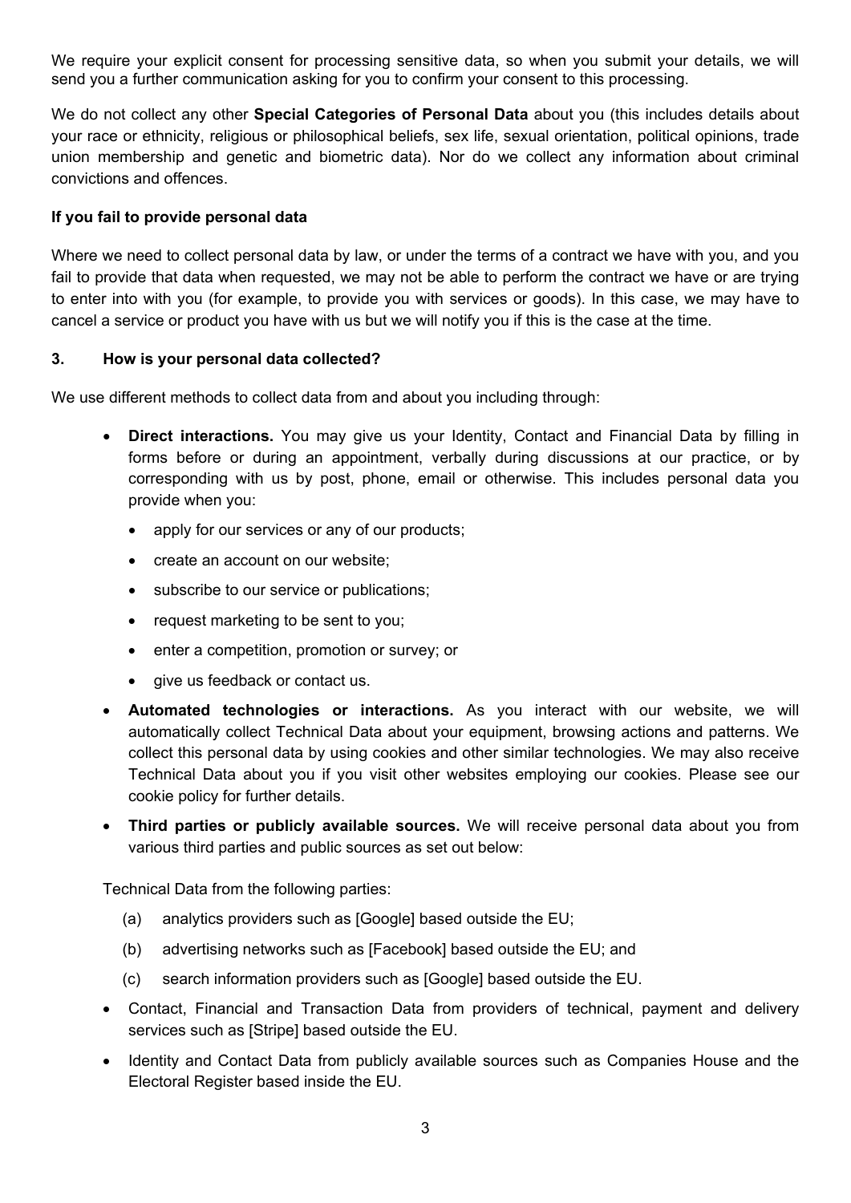We require your explicit consent for processing sensitive data, so when you submit your details, we will send you a further communication asking for you to confirm your consent to this processing.

We do not collect any other **Special Categories of Personal Data** about you (this includes details about your race or ethnicity, religious or philosophical beliefs, sex life, sexual orientation, political opinions, trade union membership and genetic and biometric data). Nor do we collect any information about criminal convictions and offences.

**If you fail to provide personal data**

Where we need to collect personal data by law, or under the terms of a contract we have with you, and you fail to provide that data when requested, we may not be able to perform the contract we have or are trying to enter into with you (for example, to provide you with services or goods). In this case, we may have to cancel a service or product you have with us but we will notify you if this is the case at the time.

## 3. How is your personal data collected?

We use different methods to collect data from and about you including through:

- **Direct interactions.** You may give us your Identity, Contact and Financial Data by filling in forms before or during an appointment, verbally during discussions at our practice, or by corresponding with us by post, phone, email or otherwise. This includes personal data you provide when you:
  - apply for our services or any of our products;
  - create an account on our website;
  - subscribe to our service or publications;
  - request marketing to be sent to you;
  - enter a competition, promotion or survey; or
  - give us feedback or contact us.
- **Automated technologies or interactions.** As you interact with our website, we will automatically collect Technical Data about your equipment, browsing actions and patterns. We collect this personal data by using cookies and other similar technologies. We may also receive Technical Data about you if you visit other websites employing our cookies. Please see our cookie policy for further details.
- **Third parties or publicly available sources.** We will receive personal data about you from various third parties and public sources as set out below:

  Technical Data from the following parties:

  (a) analytics providers such as [Google] based outside the EU;

  (b) advertising networks such as [Facebook] based outside the EU; and

  (c) search information providers such as [Google] based outside the EU.
- Contact, Financial and Transaction Data from providers of technical, payment and delivery services such as [Stripe] based outside the EU.
- Identity and Contact Data from publicly available sources such as Companies House and the Electoral Register based inside the EU.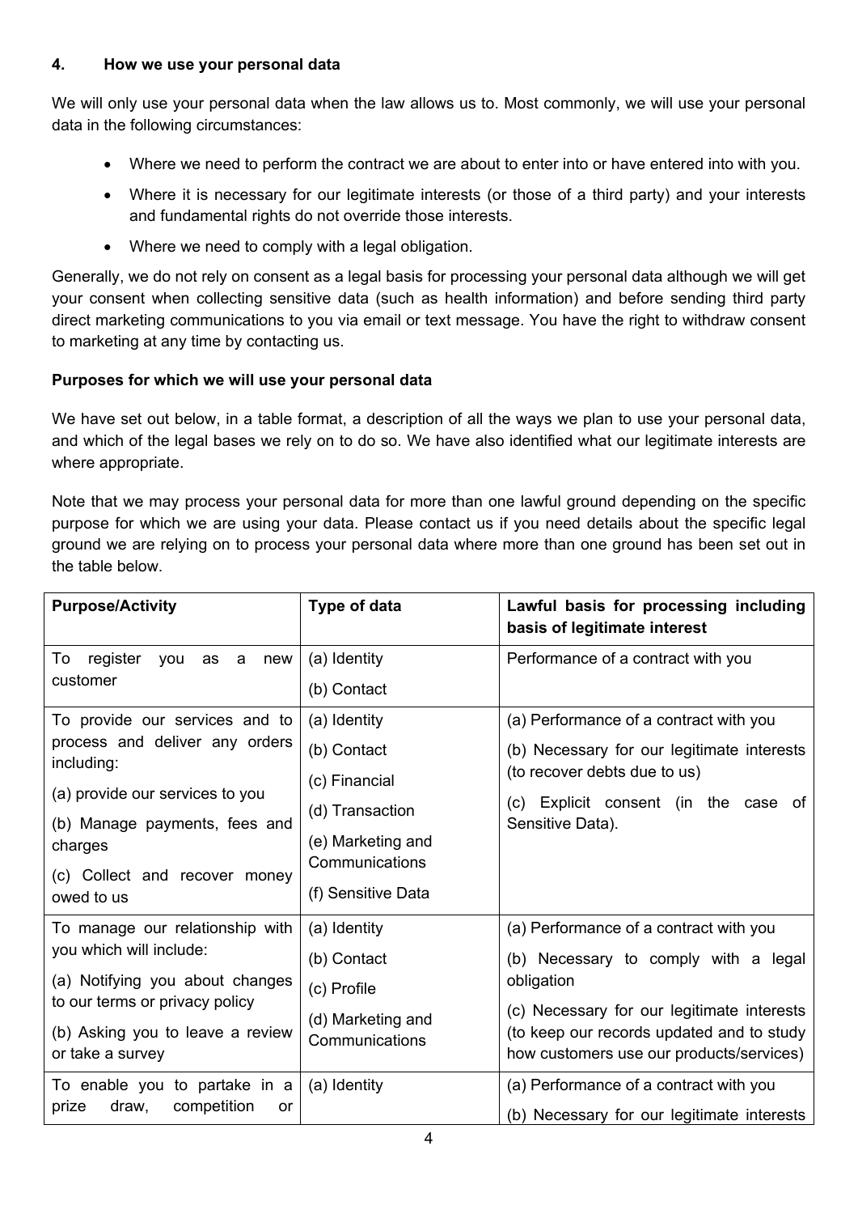## 4. How we use your personal data

We will only use your personal data when the law allows us to. Most commonly, we will use your personal data in the following circumstances:

- Where we need to perform the contract we are about to enter into or have entered into with you.
- Where it is necessary for our legitimate interests (or those of a third party) and your interests and fundamental rights do not override those interests.
- Where we need to comply with a legal obligation.

Generally, we do not rely on consent as a legal basis for processing your personal data although we will get your consent when collecting sensitive data (such as health information) and before sending third party direct marketing communications to you via email or text message. You have the right to withdraw consent to marketing at any time by contacting us.

**Purposes for which we will use your personal data**

We have set out below, in a table format, a description of all the ways we plan to use your personal data, and which of the legal bases we rely on to do so. We have also identified what our legitimate interests are where appropriate.

Note that we may process your personal data for more than one lawful ground depending on the specific purpose for which we are using your data. Please contact us if you need details about the specific legal ground we are relying on to process your personal data where more than one ground has been set out in the table below.

| Purpose/Activity | Type of data | Lawful basis for processing including basis of legitimate interest |
|---|---|---|
| To register you as a new customer | (a) Identity<br>(b) Contact | Performance of a contract with you |
| To provide our services and to process and deliver any orders including:<br>(a) provide our services to you<br>(b) Manage payments, fees and charges<br>(c) Collect and recover money owed to us | (a) Identity<br>(b) Contact<br>(c) Financial<br>(d) Transaction<br>(e) Marketing and Communications<br>(f) Sensitive Data | (a) Performance of a contract with you<br>(b) Necessary for our legitimate interests (to recover debts due to us)<br>(c) Explicit consent (in the case of Sensitive Data). |
| To manage our relationship with you which will include:<br>(a) Notifying you about changes to our terms or privacy policy<br>(b) Asking you to leave a review or take a survey | (a) Identity<br>(b) Contact<br>(c) Profile<br>(d) Marketing and Communications | (a) Performance of a contract with you<br>(b) Necessary to comply with a legal obligation<br>(c) Necessary for our legitimate interests (to keep our records updated and to study how customers use our products/services) |
| To enable you to partake in a prize draw, competition or | (a) Identity | (a) Performance of a contract with you<br>(b) Necessary for our legitimate interests |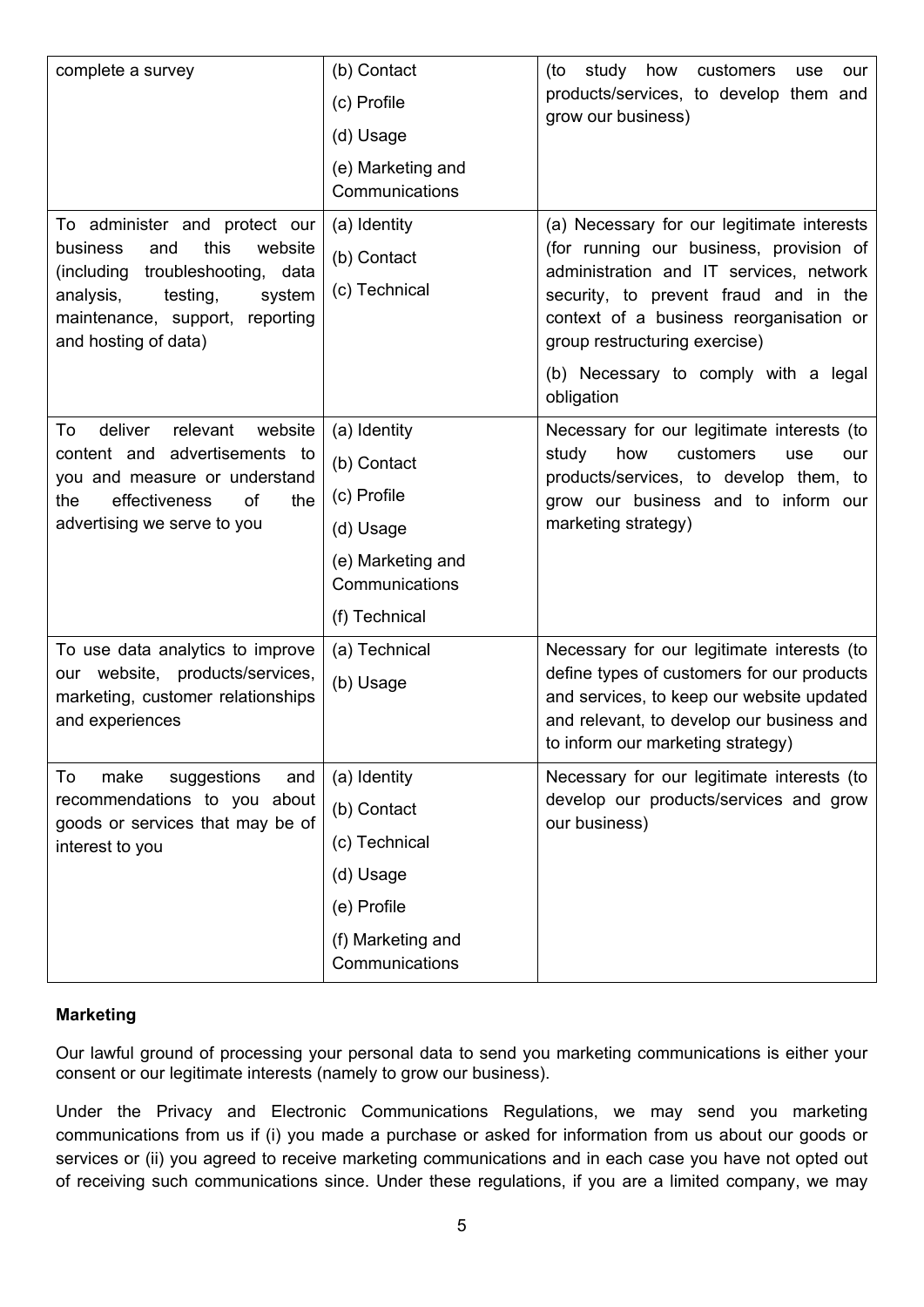| | | |
|---|---|---|
| complete a survey | (b) Contact<br>(c) Profile<br>(d) Usage<br>(e) Marketing and Communications | (to study how customers use our products/services, to develop them and grow our business) |
| To administer and protect our business and this website (including troubleshooting, data analysis, testing, system maintenance, support, reporting and hosting of data) | (a) Identity<br>(b) Contact<br>(c) Technical | (a) Necessary for our legitimate interests (for running our business, provision of administration and IT services, network security, to prevent fraud and in the context of a business reorganisation or group restructuring exercise)<br>(b) Necessary to comply with a legal obligation |
| To deliver relevant website content and advertisements to you and measure or understand the effectiveness of the advertising we serve to you | (a) Identity<br>(b) Contact<br>(c) Profile<br>(d) Usage<br>(e) Marketing and Communications<br>(f) Technical | Necessary for our legitimate interests (to study how customers use our products/services, to develop them, to grow our business and to inform our marketing strategy) |
| To use data analytics to improve our website, products/services, marketing, customer relationships and experiences | (a) Technical<br>(b) Usage | Necessary for our legitimate interests (to define types of customers for our products and services, to keep our website updated and relevant, to develop our business and to inform our marketing strategy) |
| To make suggestions and recommendations to you about goods or services that may be of interest to you | (a) Identity<br>(b) Contact<br>(c) Technical<br>(d) Usage<br>(e) Profile<br>(f) Marketing and Communications | Necessary for our legitimate interests (to develop our products/services and grow our business) |

**Marketing**

Our lawful ground of processing your personal data to send you marketing communications is either your consent or our legitimate interests (namely to grow our business).

Under the Privacy and Electronic Communications Regulations, we may send you marketing communications from us if (i) you made a purchase or asked for information from us about our goods or services or (ii) you agreed to receive marketing communications and in each case you have not opted out of receiving such communications since. Under these regulations, if you are a limited company, we may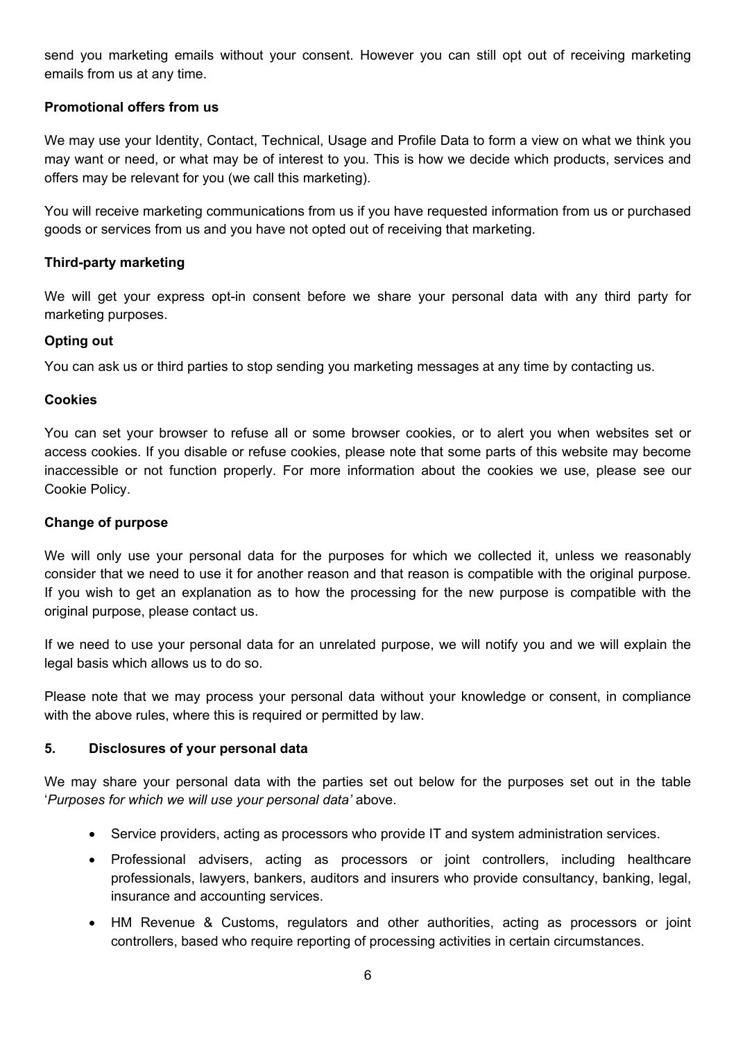send you marketing emails without your consent. However you can still opt out of receiving marketing emails from us at any time.

**Promotional offers from us**

We may use your Identity, Contact, Technical, Usage and Profile Data to form a view on what we think you may want or need, or what may be of interest to you. This is how we decide which products, services and offers may be relevant for you (we call this marketing).

You will receive marketing communications from us if you have requested information from us or purchased goods or services from us and you have not opted out of receiving that marketing.

**Third-party marketing**

We will get your express opt-in consent before we share your personal data with any third party for marketing purposes.

**Opting out**

You can ask us or third parties to stop sending you marketing messages at any time by contacting us.

**Cookies**

You can set your browser to refuse all or some browser cookies, or to alert you when websites set or access cookies. If you disable or refuse cookies, please note that some parts of this website may become inaccessible or not function properly. For more information about the cookies we use, please see our Cookie Policy.

**Change of purpose**

We will only use your personal data for the purposes for which we collected it, unless we reasonably consider that we need to use it for another reason and that reason is compatible with the original purpose. If you wish to get an explanation as to how the processing for the new purpose is compatible with the original purpose, please contact us.

If we need to use your personal data for an unrelated purpose, we will notify you and we will explain the legal basis which allows us to do so.

Please note that we may process your personal data without your knowledge or consent, in compliance with the above rules, where this is required or permitted by law.

## 5. Disclosures of your personal data

We may share your personal data with the parties set out below for the purposes set out in the table '*Purposes for which we will use your personal data'* above.

- Service providers, acting as processors who provide IT and system administration services.
- Professional advisers, acting as processors or joint controllers, including healthcare professionals, lawyers, bankers, auditors and insurers who provide consultancy, banking, legal, insurance and accounting services.
- HM Revenue & Customs, regulators and other authorities, acting as processors or joint controllers, based who require reporting of processing activities in certain circumstances.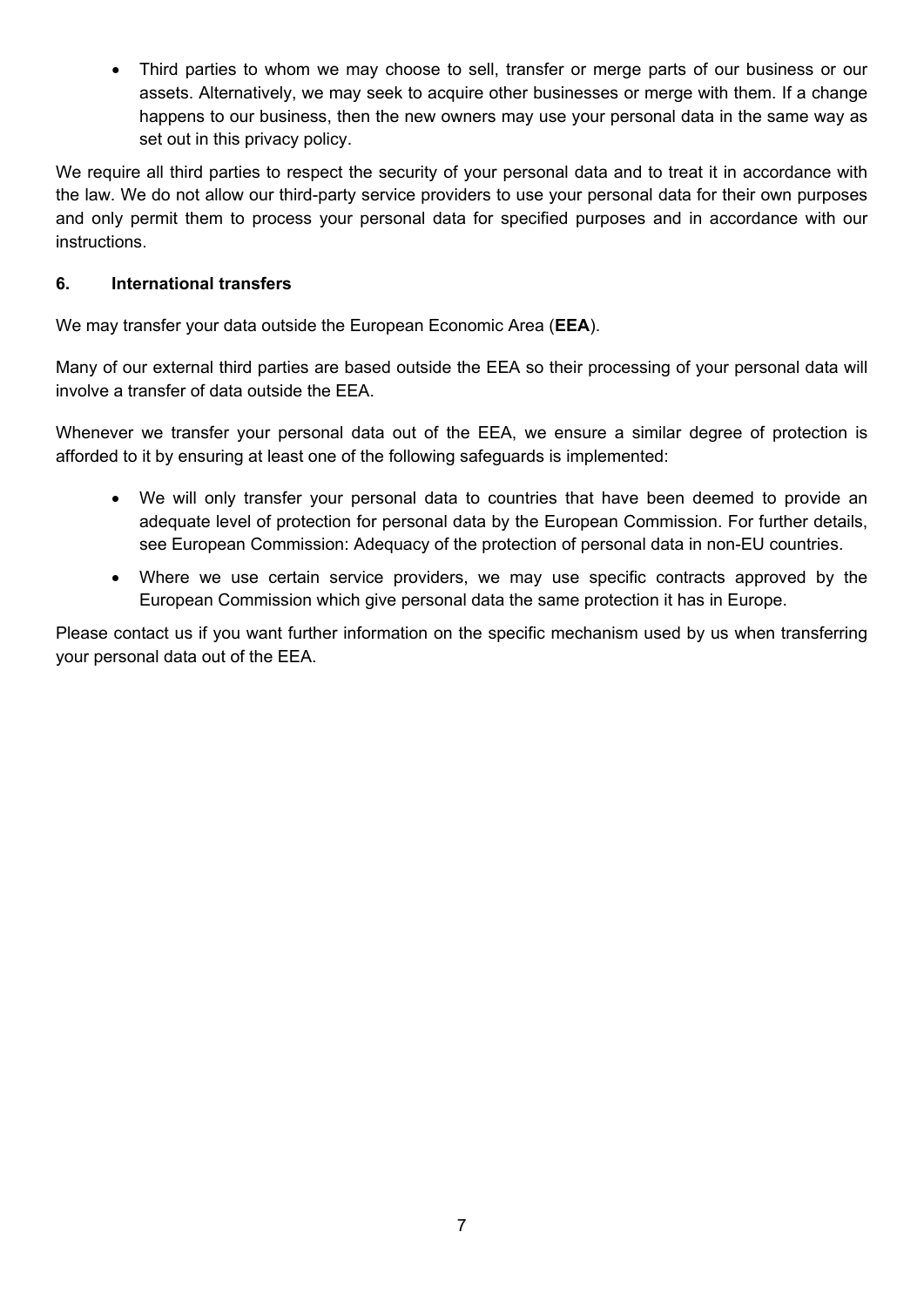- Third parties to whom we may choose to sell, transfer or merge parts of our business or our assets. Alternatively, we may seek to acquire other businesses or merge with them. If a change happens to our business, then the new owners may use your personal data in the same way as set out in this privacy policy.

We require all third parties to respect the security of your personal data and to treat it in accordance with the law. We do not allow our third-party service providers to use your personal data for their own purposes and only permit them to process your personal data for specified purposes and in accordance with our instructions.

## 6. International transfers

We may transfer your data outside the European Economic Area (**EEA**).

Many of our external third parties are based outside the EEA so their processing of your personal data will involve a transfer of data outside the EEA.

Whenever we transfer your personal data out of the EEA, we ensure a similar degree of protection is afforded to it by ensuring at least one of the following safeguards is implemented:

- We will only transfer your personal data to countries that have been deemed to provide an adequate level of protection for personal data by the European Commission. For further details, see European Commission: Adequacy of the protection of personal data in non-EU countries.
- Where we use certain service providers, we may use specific contracts approved by the European Commission which give personal data the same protection it has in Europe.

Please contact us if you want further information on the specific mechanism used by us when transferring your personal data out of the EEA.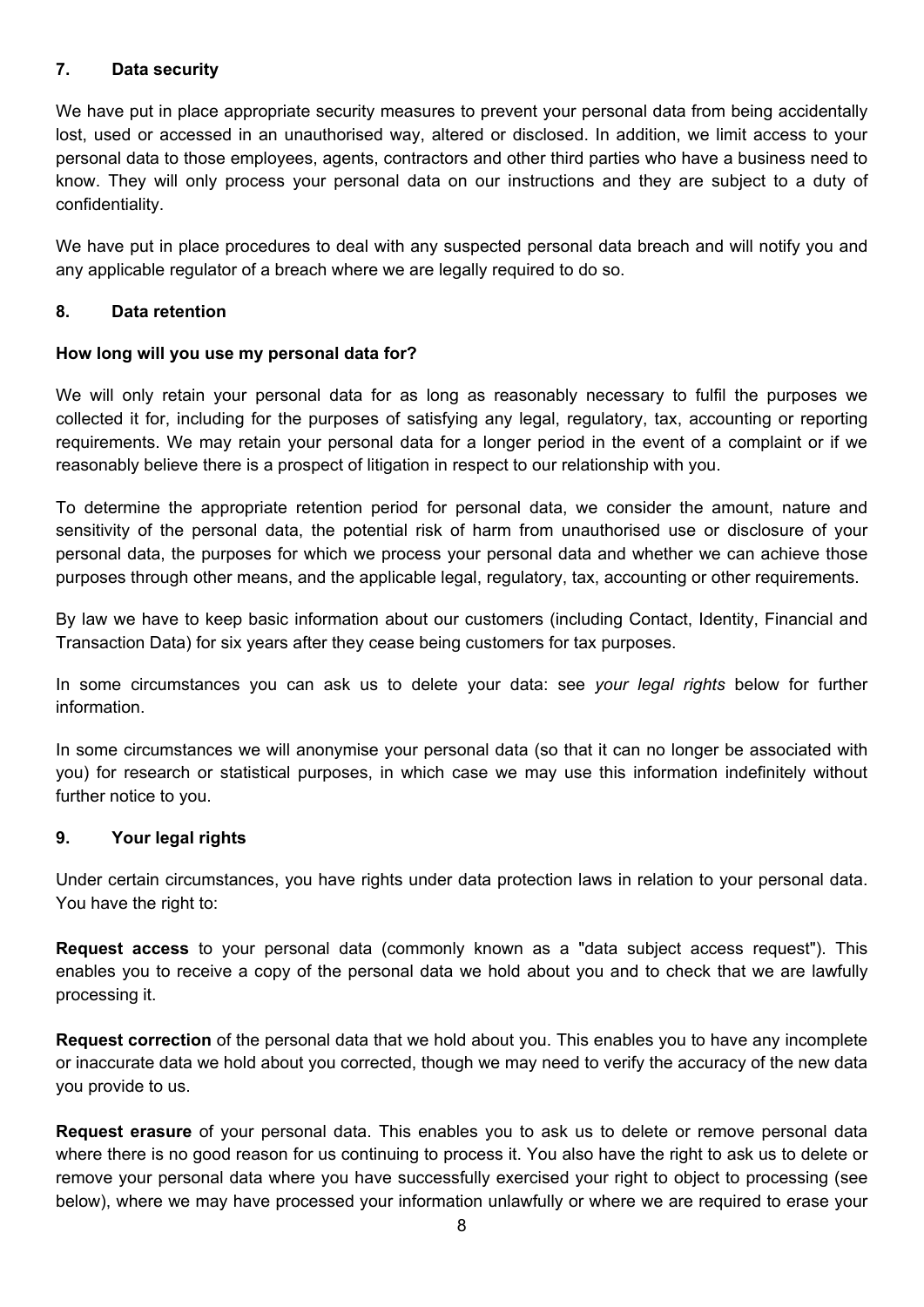## 7. Data security

We have put in place appropriate security measures to prevent your personal data from being accidentally lost, used or accessed in an unauthorised way, altered or disclosed. In addition, we limit access to your personal data to those employees, agents, contractors and other third parties who have a business need to know. They will only process your personal data on our instructions and they are subject to a duty of confidentiality.

We have put in place procedures to deal with any suspected personal data breach and will notify you and any applicable regulator of a breach where we are legally required to do so.

## 8. Data retention

### How long will you use my personal data for?

We will only retain your personal data for as long as reasonably necessary to fulfil the purposes we collected it for, including for the purposes of satisfying any legal, regulatory, tax, accounting or reporting requirements. We may retain your personal data for a longer period in the event of a complaint or if we reasonably believe there is a prospect of litigation in respect to our relationship with you.

To determine the appropriate retention period for personal data, we consider the amount, nature and sensitivity of the personal data, the potential risk of harm from unauthorised use or disclosure of your personal data, the purposes for which we process your personal data and whether we can achieve those purposes through other means, and the applicable legal, regulatory, tax, accounting or other requirements.

By law we have to keep basic information about our customers (including Contact, Identity, Financial and Transaction Data) for six years after they cease being customers for tax purposes.

In some circumstances you can ask us to delete your data: see *your legal rights* below for further information.

In some circumstances we will anonymise your personal data (so that it can no longer be associated with you) for research or statistical purposes, in which case we may use this information indefinitely without further notice to you.

## 9. Your legal rights

Under certain circumstances, you have rights under data protection laws in relation to your personal data. You have the right to:

**Request access** to your personal data (commonly known as a "data subject access request"). This enables you to receive a copy of the personal data we hold about you and to check that we are lawfully processing it.

**Request correction** of the personal data that we hold about you. This enables you to have any incomplete or inaccurate data we hold about you corrected, though we may need to verify the accuracy of the new data you provide to us.

**Request erasure** of your personal data. This enables you to ask us to delete or remove personal data where there is no good reason for us continuing to process it. You also have the right to ask us to delete or remove your personal data where you have successfully exercised your right to object to processing (see below), where we may have processed your information unlawfully or where we are required to erase your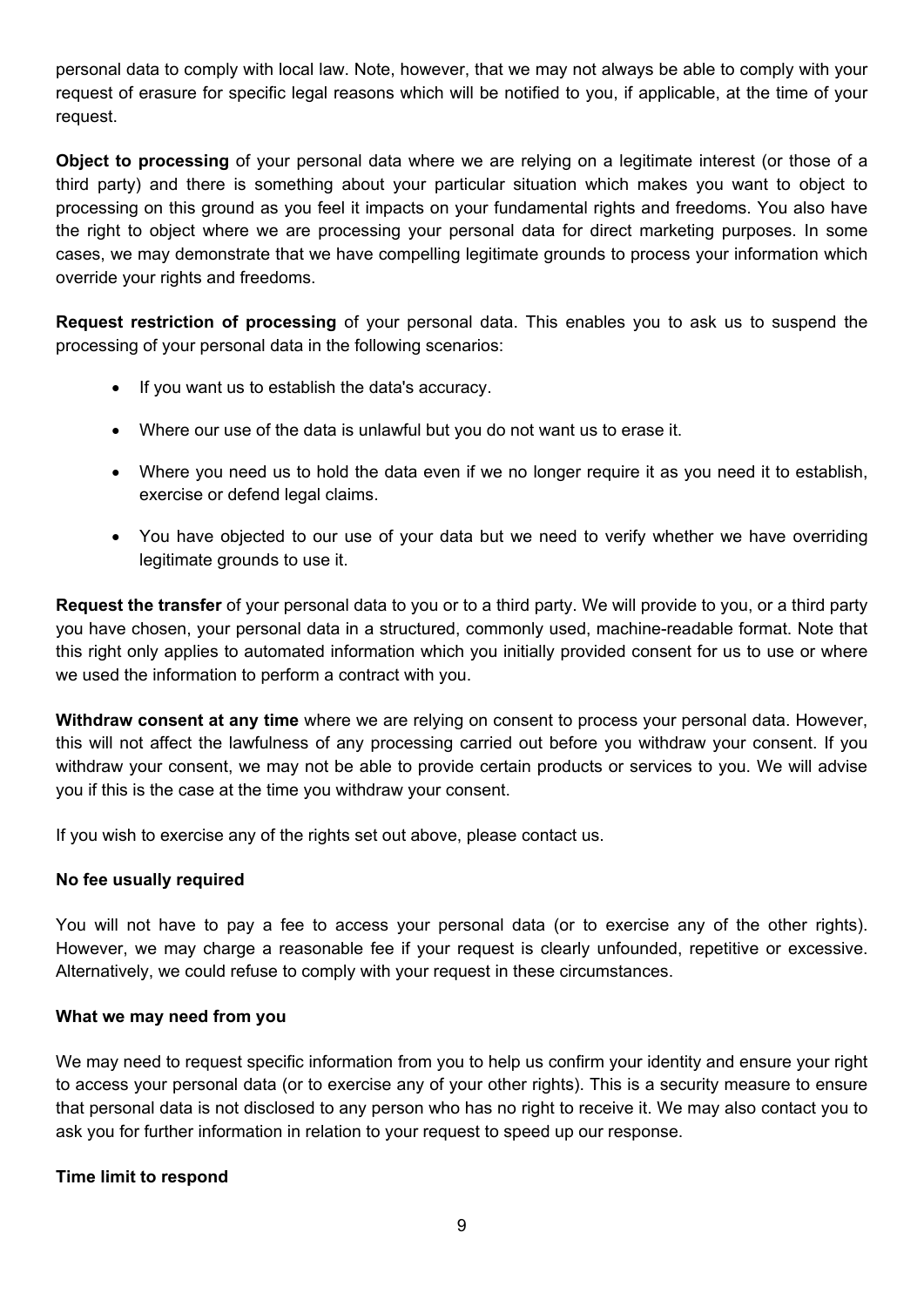personal data to comply with local law. Note, however, that we may not always be able to comply with your request of erasure for specific legal reasons which will be notified to you, if applicable, at the time of your request.

**Object to processing** of your personal data where we are relying on a legitimate interest (or those of a third party) and there is something about your particular situation which makes you want to object to processing on this ground as you feel it impacts on your fundamental rights and freedoms. You also have the right to object where we are processing your personal data for direct marketing purposes. In some cases, we may demonstrate that we have compelling legitimate grounds to process your information which override your rights and freedoms.

**Request restriction of processing** of your personal data. This enables you to ask us to suspend the processing of your personal data in the following scenarios:

- If you want us to establish the data's accuracy.
- Where our use of the data is unlawful but you do not want us to erase it.
- Where you need us to hold the data even if we no longer require it as you need it to establish, exercise or defend legal claims.
- You have objected to our use of your data but we need to verify whether we have overriding legitimate grounds to use it.

**Request the transfer** of your personal data to you or to a third party. We will provide to you, or a third party you have chosen, your personal data in a structured, commonly used, machine-readable format. Note that this right only applies to automated information which you initially provided consent for us to use or where we used the information to perform a contract with you.

**Withdraw consent at any time** where we are relying on consent to process your personal data. However, this will not affect the lawfulness of any processing carried out before you withdraw your consent. If you withdraw your consent, we may not be able to provide certain products or services to you. We will advise you if this is the case at the time you withdraw your consent.

If you wish to exercise any of the rights set out above, please contact us.

**No fee usually required**

You will not have to pay a fee to access your personal data (or to exercise any of the other rights). However, we may charge a reasonable fee if your request is clearly unfounded, repetitive or excessive. Alternatively, we could refuse to comply with your request in these circumstances.

**What we may need from you**

We may need to request specific information from you to help us confirm your identity and ensure your right to access your personal data (or to exercise any of your other rights). This is a security measure to ensure that personal data is not disclosed to any person who has no right to receive it. We may also contact you to ask you for further information in relation to your request to speed up our response.

**Time limit to respond**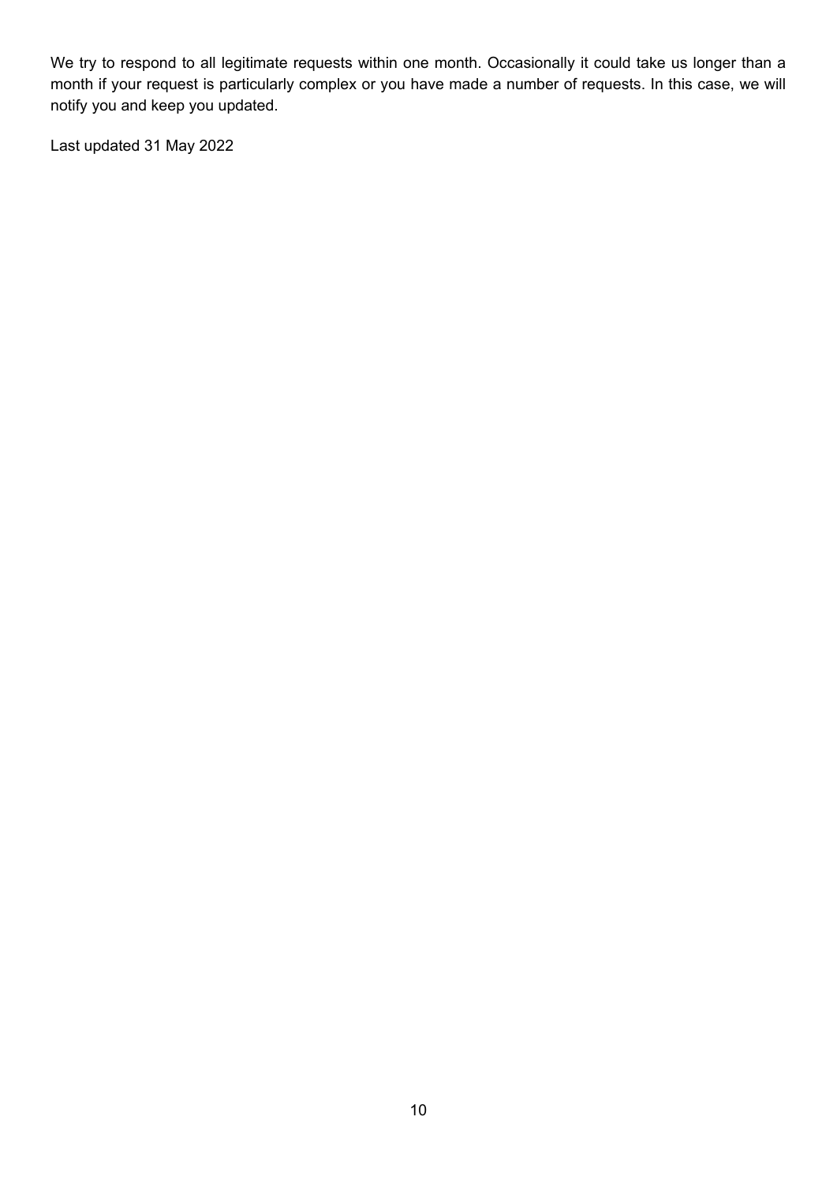We try to respond to all legitimate requests within one month. Occasionally it could take us longer than a month if your request is particularly complex or you have made a number of requests. In this case, we will notify you and keep you updated.

Last updated 31 May 2022